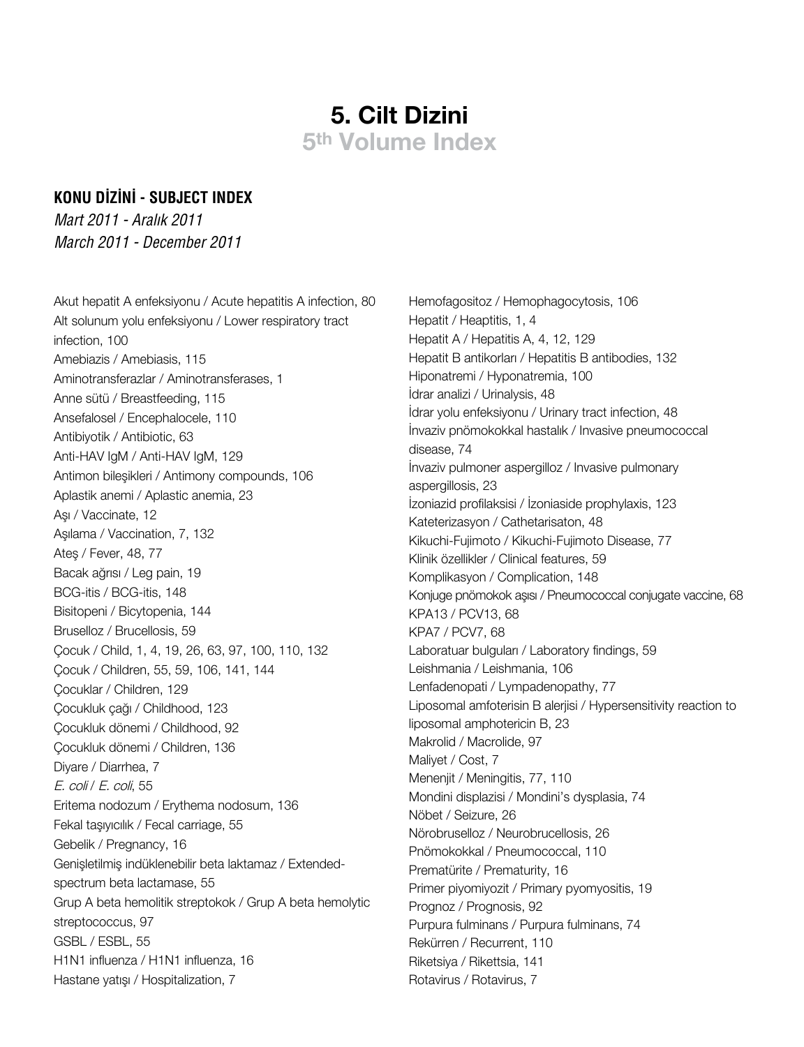# 5. Cilt Dizini
## 5th Volume Index

### KONU DİZİNİ - SUBJECT INDEX

*Mart 2011 - Aralık 2011*
*March 2011 - December 2011*

Akut hepatit A enfeksiyonu / Acute hepatitis A infection, 80
Alt solunum yolu enfeksiyonu / Lower respiratory tract infection, 100
Amebiazis / Amebiasis, 115
Aminotransferazlar / Aminotransferases, 1
Anne sütü / Breastfeeding, 115
Ansefalosel / Encephalocele, 110
Antibiyotik / Antibiotic, 63
Anti-HAV IgM / Anti-HAV IgM, 129
Antimon bileşikleri / Antimony compounds, 106
Aplastik anemi / Aplastic anemia, 23
Aşı / Vaccinate, 12
Aşılama / Vaccination, 7, 132
Ateş / Fever, 48, 77
Bacak ağrısı / Leg pain, 19
BCG-itis / BCG-itis, 148
Bisitopeni / Bicytopenia, 144
Bruselloz / Brucellosis, 59
Çocuk / Child, 1, 4, 19, 26, 63, 97, 100, 110, 132
Çocuk / Children, 55, 59, 106, 141, 144
Çocuklar / Children, 129
Çocukluk çağı / Childhood, 123
Çocukluk dönemi / Childhood, 92
Çocukluk dönemi / Children, 136
Diyare / Diarrhea, 7
*E. coli* / *E. coli*, 55
Eritema nodozum / Erythema nodosum, 136
Fekal taşıyıcılık / Fecal carriage, 55
Gebelik / Pregnancy, 16
Genişletilmiş indüklenebilir beta laktamaz / Extended-spectrum beta lactamase, 55
Grup A beta hemolitik streptokok / Grup A beta hemolytic streptococcus, 97
GSBL / ESBL, 55
H1N1 influenza / H1N1 influenza, 16
Hastane yatışı / Hospitalization, 7
Hemofagositoz / Hemophagocytosis, 106
Hepatit / Heaptitis, 1, 4
Hepatit A / Hepatitis A, 4, 12, 129
Hepatit B antikorları / Hepatitis B antibodies, 132
Hiponatremi / Hyponatremia, 100
İdrar analizi / Urinalysis, 48
İdrar yolu enfeksiyonu / Urinary tract infection, 48
İnvaziv pnömokokkal hastalık / Invasive pneumococcal disease, 74
İnvaziv pulmoner aspergilloz / Invasive pulmonary aspergillosis, 23
İzoniazid profilaksisi / İzoniaside prophylaxis, 123
Kateterizasyon / Cathetarisaton, 48
Kikuchi-Fujimoto / Kikuchi-Fujimoto Disease, 77
Klinik özellikler / Clinical features, 59
Komplikasyon / Complication, 148
Konjuge pnömokok aşısı / Pneumococcal conjugate vaccine, 68
KPA13 / PCV13, 68
KPA7 / PCV7, 68
Laboratuar bulguları / Laboratory findings, 59
Leishmania / Leishmania, 106
Lenfadenopati / Lympadenopathy, 77
Liposomal amfoterisin B alerjisi / Hypersensitivity reaction to liposomal amphotericin B, 23
Makrolid / Macrolide, 97
Maliyet / Cost, 7
Menenjit / Meningitis, 77, 110
Mondini displazisi / Mondini's dysplasia, 74
Nöbet / Seizure, 26
Nörobruselloz / Neurobrucellosis, 26
Pnömokokkal / Pneumococcal, 110
Prematürite / Prematurity, 16
Primer piyomiyozit / Primary pyomyositis, 19
Prognoz / Prognosis, 92
Purpura fulminans / Purpura fulminans, 74
Rekürren / Recurrent, 110
Riketsiya / Rikettsia, 141
Rotavirus / Rotavirus, 7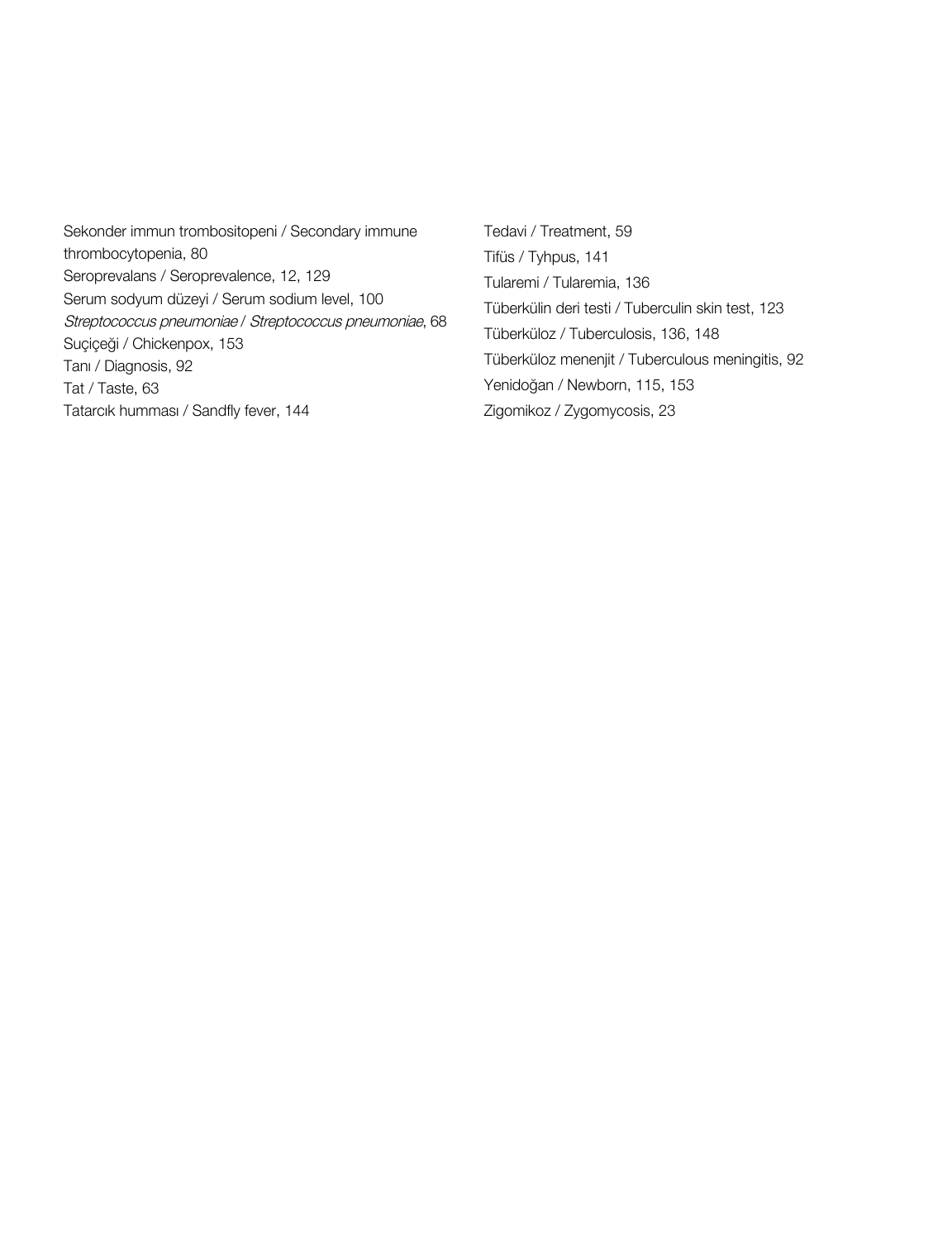Sekonder immun trombositopeni / Secondary immune thrombocytopenia, 80
Seroprevalans / Seroprevalence, 12, 129
Serum sodyum düzeyi / Serum sodium level, 100
*Streptococcus pneumoniae* / *Streptococcus pneumoniae*, 68
Suçiçeği / Chickenpox, 153
Tanı / Diagnosis, 92
Tat / Taste, 63
Tatarcık humması / Sandfly fever, 144
Tedavi / Treatment, 59
Tifüs / Tyhpus, 141
Tularemi / Tularemia, 136
Tüberkülin deri testi / Tuberculin skin test, 123
Tüberküloz / Tuberculosis, 136, 148
Tüberküloz menenjit / Tuberculous meningitis, 92
Yenidoğan / Newborn, 115, 153
Zigomikoz / Zygomycosis, 23